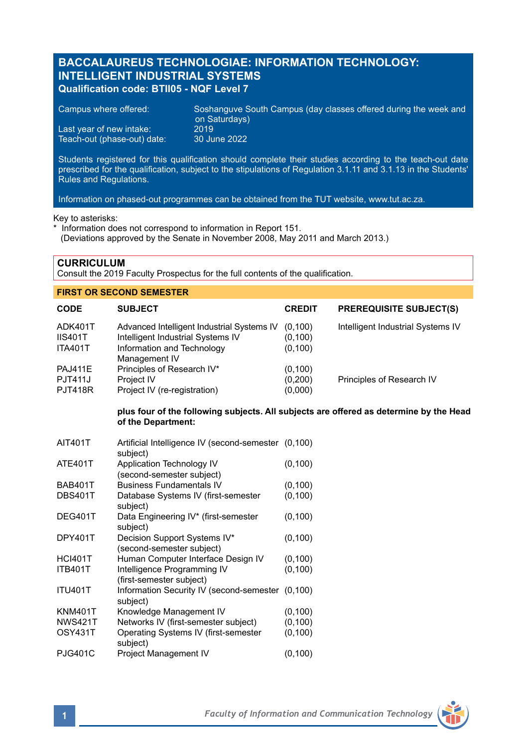# BACCALAUREUS TECHNOLOGIAE: INFORMATION TECHNOLOGY: INTELLIGENT INDUSTRIAL SYSTEMS

**Qualification code: BTII05 - NQF Level 7**

| | |
|---|---|
| Campus where offered: | Soshanguve South Campus (day classes offered during the week and on Saturdays) |
| Last year of new intake: | 2019 |
| Teach-out (phase-out) date: | 30 June 2022 |

Students registered for this qualification should complete their studies according to the teach-out date prescribed for the qualification, subject to the stipulations of Regulation 3.1.11 and 3.1.13 in the Students' Rules and Regulations.

Information on phased-out programmes can be obtained from the TUT website, www.tut.ac.za.

Key to asterisks:
\* Information does not correspond to information in Report 151.
(Deviations approved by the Senate in November 2008, May 2011 and March 2013.)

## CURRICULUM

Consult the 2019 Faculty Prospectus for the full contents of the qualification.

### FIRST OR SECOND SEMESTER

| CODE | SUBJECT | CREDIT | PREREQUISITE SUBJECT(S) |
|---|---|---|---|
| ADK401T | Advanced Intelligent Industrial Systems IV | (0,100) | Intelligent Industrial Systems IV |
| IIS401T | Intelligent Industrial Systems IV | (0,100) | |
| ITA401T | Information and Technology Management IV | (0,100) | |
| PAJ411E | Principles of Research IV* | (0,100) | |
| PJT411J | Project IV | (0,200) | Principles of Research IV |
| PJT418R | Project IV (re-registration) | (0,000) | |

**plus four of the following subjects. All subjects are offered as determine by the Head of the Department:**

| CODE | SUBJECT | CREDIT |
|---|---|---|
| AIT401T | Artificial Intelligence IV (second-semester subject) | (0,100) |
| ATE401T | Application Technology IV (second-semester subject) | (0,100) |
| BAB401T | Business Fundamentals IV | (0,100) |
| DBS401T | Database Systems IV (first-semester subject) | (0,100) |
| DEG401T | Data Engineering IV* (first-semester subject) | (0,100) |
| DPY401T | Decision Support Systems IV* (second-semester subject) | (0,100) |
| HCI401T | Human Computer Interface Design IV | (0,100) |
| ITB401T | Intelligence Programming IV (first-semester subject) | (0,100) |
| ITU401T | Information Security IV (second-semester subject) | (0,100) |
| KNM401T | Knowledge Management IV | (0,100) |
| NWS421T | Networks IV (first-semester subject) | (0,100) |
| OSY431T | Operating Systems IV (first-semester subject) | (0,100) |
| PJG401C | Project Management IV | (0,100) |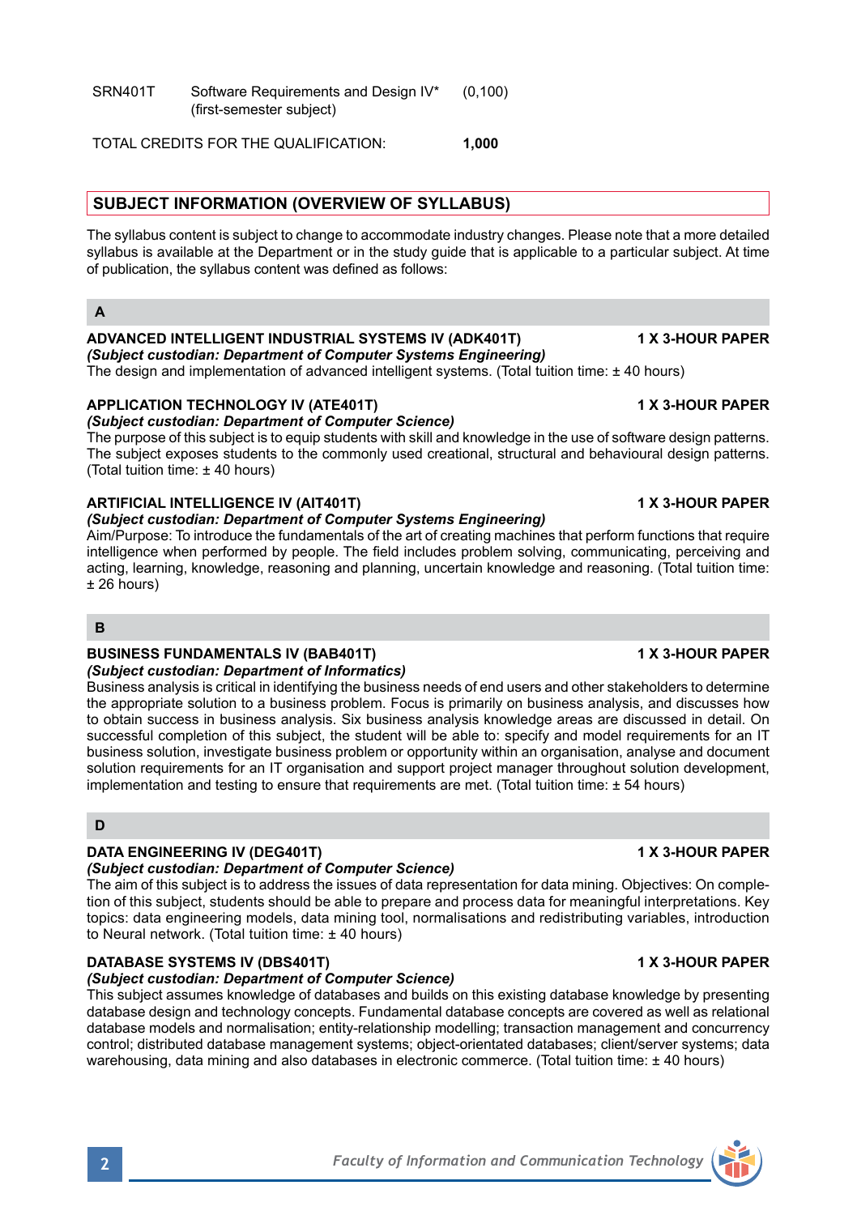| | | |
|---|---|---|
| SRN401T | Software Requirements and Design IV* (first-semester subject) | (0,100) |

TOTAL CREDITS FOR THE QUALIFICATION: **1,000**

## SUBJECT INFORMATION (OVERVIEW OF SYLLABUS)

The syllabus content is subject to change to accommodate industry changes. Please note that a more detailed syllabus is available at the Department or in the study guide that is applicable to a particular subject. At time of publication, the syllabus content was defined as follows:

### A

**ADVANCED INTELLIGENT INDUSTRIAL SYSTEMS IV (ADK401T)** **1 X 3-HOUR PAPER**
***(Subject custodian: Department of Computer Systems Engineering)***
The design and implementation of advanced intelligent systems. (Total tuition time: ± 40 hours)

**APPLICATION TECHNOLOGY IV (ATE401T)** **1 X 3-HOUR PAPER**
***(Subject custodian: Department of Computer Science)***
The purpose of this subject is to equip students with skill and knowledge in the use of software design patterns. The subject exposes students to the commonly used creational, structural and behavioural design patterns. (Total tuition time: ± 40 hours)

**ARTIFICIAL INTELLIGENCE IV (AIT401T)** **1 X 3-HOUR PAPER**
***(Subject custodian: Department of Computer Systems Engineering)***
Aim/Purpose: To introduce the fundamentals of the art of creating machines that perform functions that require intelligence when performed by people. The field includes problem solving, communicating, perceiving and acting, learning, knowledge, reasoning and planning, uncertain knowledge and reasoning. (Total tuition time: ± 26 hours)

### B

**BUSINESS FUNDAMENTALS IV (BAB401T)** **1 X 3-HOUR PAPER**
***(Subject custodian: Department of Informatics)***
Business analysis is critical in identifying the business needs of end users and other stakeholders to determine the appropriate solution to a business problem. Focus is primarily on business analysis, and discusses how to obtain success in business analysis. Six business analysis knowledge areas are discussed in detail. On successful completion of this subject, the student will be able to: specify and model requirements for an IT business solution, investigate business problem or opportunity within an organisation, analyse and document solution requirements for an IT organisation and support project manager throughout solution development, implementation and testing to ensure that requirements are met. (Total tuition time: ± 54 hours)

### D

**DATA ENGINEERING IV (DEG401T)** **1 X 3-HOUR PAPER**
***(Subject custodian: Department of Computer Science)***
The aim of this subject is to address the issues of data representation for data mining. Objectives: On completion of this subject, students should be able to prepare and process data for meaningful interpretations. Key topics: data engineering models, data mining tool, normalisations and redistributing variables, introduction to Neural network. (Total tuition time: ± 40 hours)

**DATABASE SYSTEMS IV (DBS401T)** **1 X 3-HOUR PAPER**
***(Subject custodian: Department of Computer Science)***
This subject assumes knowledge of databases and builds on this existing database knowledge by presenting database design and technology concepts. Fundamental database concepts are covered as well as relational database models and normalisation; entity-relationship modelling; transaction management and concurrency control; distributed database management systems; object-orientated databases; client/server systems; data warehousing, data mining and also databases in electronic commerce. (Total tuition time: ± 40 hours)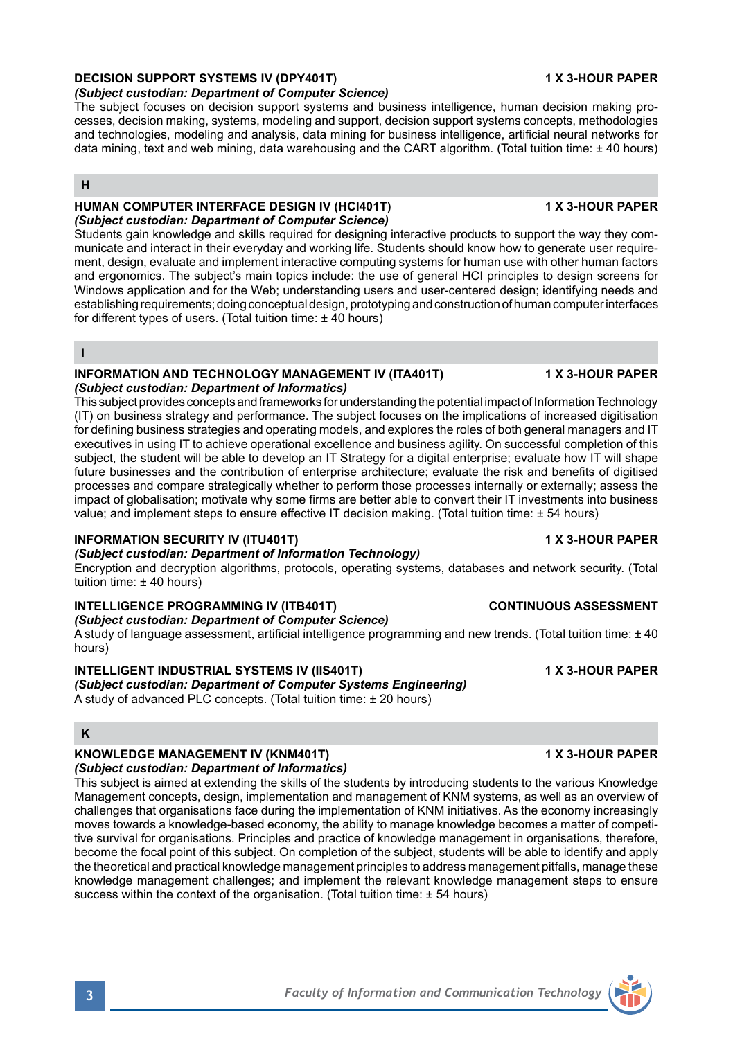**DECISION SUPPORT SYSTEMS IV (DPY401T)** **1 X 3-HOUR PAPER**

***(Subject custodian: Department of Computer Science)***

The subject focuses on decision support systems and business intelligence, human decision making processes, decision making, systems, modeling and support, decision support systems concepts, methodologies and technologies, modeling and analysis, data mining for business intelligence, artificial neural networks for data mining, text and web mining, data warehousing and the CART algorithm. (Total tuition time: ± 40 hours)

## H

**HUMAN COMPUTER INTERFACE DESIGN IV (HCI401T)** **1 X 3-HOUR PAPER**

***(Subject custodian: Department of Computer Science)***

Students gain knowledge and skills required for designing interactive products to support the way they communicate and interact in their everyday and working life. Students should know how to generate user requirement, design, evaluate and implement interactive computing systems for human use with other human factors and ergonomics. The subject's main topics include: the use of general HCI principles to design screens for Windows application and for the Web; understanding users and user-centered design; identifying needs and establishing requirements; doing conceptual design, prototyping and construction of human computer interfaces for different types of users. (Total tuition time: ± 40 hours)

## I

**INFORMATION AND TECHNOLOGY MANAGEMENT IV (ITA401T)** **1 X 3-HOUR PAPER**

***(Subject custodian: Department of Informatics)***

This subject provides concepts and frameworks for understanding the potential impact of Information Technology (IT) on business strategy and performance. The subject focuses on the implications of increased digitisation for defining business strategies and operating models, and explores the roles of both general managers and IT executives in using IT to achieve operational excellence and business agility. On successful completion of this subject, the student will be able to develop an IT Strategy for a digital enterprise; evaluate how IT will shape future businesses and the contribution of enterprise architecture; evaluate the risk and benefits of digitised processes and compare strategically whether to perform those processes internally or externally; assess the impact of globalisation; motivate why some firms are better able to convert their IT investments into business value; and implement steps to ensure effective IT decision making. (Total tuition time: ± 54 hours)

**INFORMATION SECURITY IV (ITU401T)** **1 X 3-HOUR PAPER**

***(Subject custodian: Department of Information Technology)***

Encryption and decryption algorithms, protocols, operating systems, databases and network security. (Total tuition time: ± 40 hours)

**INTELLIGENCE PROGRAMMING IV (ITB401T)** **CONTINUOUS ASSESSMENT**

***(Subject custodian: Department of Computer Science)***

A study of language assessment, artificial intelligence programming and new trends. (Total tuition time: ± 40 hours)

**INTELLIGENT INDUSTRIAL SYSTEMS IV (IIS401T)** **1 X 3-HOUR PAPER**

***(Subject custodian: Department of Computer Systems Engineering)***

A study of advanced PLC concepts. (Total tuition time: ± 20 hours)

## K

**KNOWLEDGE MANAGEMENT IV (KNM401T)** **1 X 3-HOUR PAPER**

***(Subject custodian: Department of Informatics)***

This subject is aimed at extending the skills of the students by introducing students to the various Knowledge Management concepts, design, implementation and management of KNM systems, as well as an overview of challenges that organisations face during the implementation of KNM initiatives. As the economy increasingly moves towards a knowledge-based economy, the ability to manage knowledge becomes a matter of competitive survival for organisations. Principles and practice of knowledge management in organisations, therefore, become the focal point of this subject. On completion of the subject, students will be able to identify and apply the theoretical and practical knowledge management principles to address management pitfalls, manage these knowledge management challenges; and implement the relevant knowledge management steps to ensure success within the context of the organisation. (Total tuition time: ± 54 hours)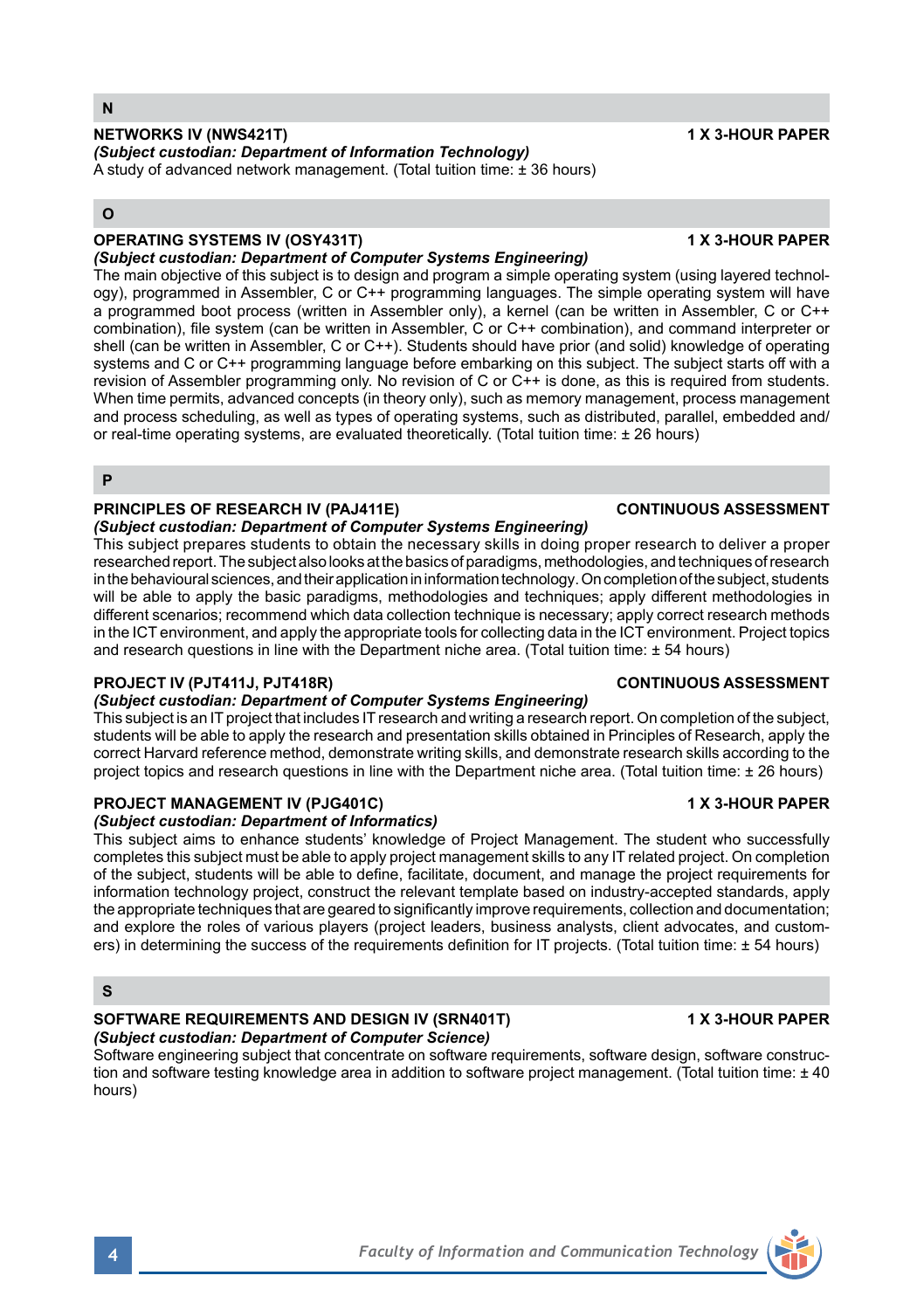## N

**NETWORKS IV (NWS421T)** **1 X 3-HOUR PAPER**

***(Subject custodian: Department of Information Technology)***

A study of advanced network management. (Total tuition time: ± 36 hours)

## O

**OPERATING SYSTEMS IV (OSY431T)** **1 X 3-HOUR PAPER**

***(Subject custodian: Department of Computer Systems Engineering)***

The main objective of this subject is to design and program a simple operating system (using layered technology), programmed in Assembler, C or C++ programming languages. The simple operating system will have a programmed boot process (written in Assembler only), a kernel (can be written in Assembler, C or C++ combination), file system (can be written in Assembler, C or C++ combination), and command interpreter or shell (can be written in Assembler, C or C++). Students should have prior (and solid) knowledge of operating systems and C or C++ programming language before embarking on this subject. The subject starts off with a revision of Assembler programming only. No revision of C or C++ is done, as this is required from students. When time permits, advanced concepts (in theory only), such as memory management, process management and process scheduling, as well as types of operating systems, such as distributed, parallel, embedded and/or real-time operating systems, are evaluated theoretically. (Total tuition time: ± 26 hours)

## P

**PRINCIPLES OF RESEARCH IV (PAJ411E)** **CONTINUOUS ASSESSMENT**

***(Subject custodian: Department of Computer Systems Engineering)***

This subject prepares students to obtain the necessary skills in doing proper research to deliver a proper researched report. The subject also looks at the basics of paradigms, methodologies, and techniques of research in the behavioural sciences, and their application in information technology. On completion of the subject, students will be able to apply the basic paradigms, methodologies and techniques; apply different methodologies in different scenarios; recommend which data collection technique is necessary; apply correct research methods in the ICT environment, and apply the appropriate tools for collecting data in the ICT environment. Project topics and research questions in line with the Department niche area. (Total tuition time: ± 54 hours)

**PROJECT IV (PJT411J, PJT418R)** **CONTINUOUS ASSESSMENT**

***(Subject custodian: Department of Computer Systems Engineering)***

This subject is an IT project that includes IT research and writing a research report. On completion of the subject, students will be able to apply the research and presentation skills obtained in Principles of Research, apply the correct Harvard reference method, demonstrate writing skills, and demonstrate research skills according to the project topics and research questions in line with the Department niche area. (Total tuition time: ± 26 hours)

**PROJECT MANAGEMENT IV (PJG401C)** **1 X 3-HOUR PAPER**

***(Subject custodian: Department of Informatics)***

This subject aims to enhance students' knowledge of Project Management. The student who successfully completes this subject must be able to apply project management skills to any IT related project. On completion of the subject, students will be able to define, facilitate, document, and manage the project requirements for information technology project, construct the relevant template based on industry-accepted standards, apply the appropriate techniques that are geared to significantly improve requirements, collection and documentation; and explore the roles of various players (project leaders, business analysts, client advocates, and customers) in determining the success of the requirements definition for IT projects. (Total tuition time: ± 54 hours)

## S

**SOFTWARE REQUIREMENTS AND DESIGN IV (SRN401T)** **1 X 3-HOUR PAPER**

***(Subject custodian: Department of Computer Science)***

Software engineering subject that concentrate on software requirements, software design, software construction and software testing knowledge area in addition to software project management. (Total tuition time: ± 40 hours)